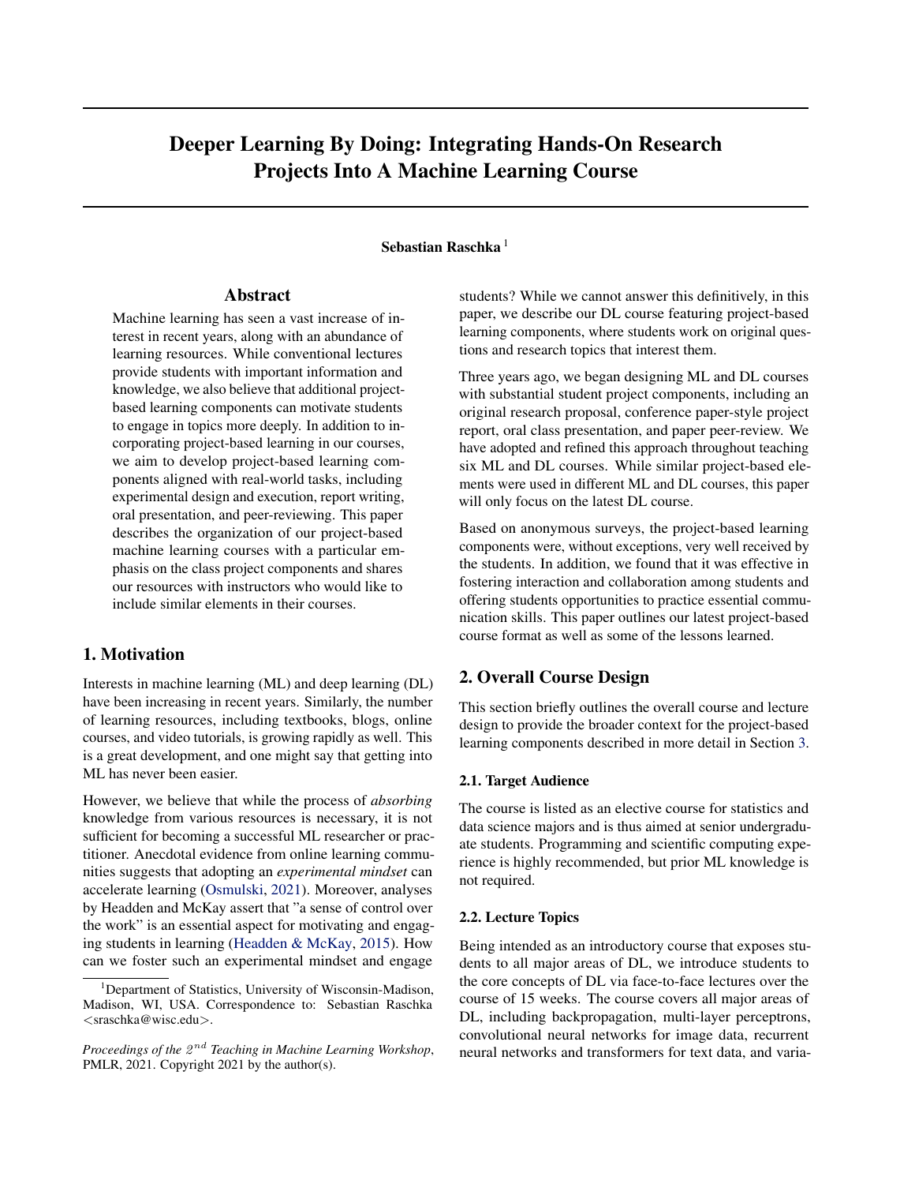# Deeper Learning By Doing: Integrating Hands-On Research Projects Into A Machine Learning Course

**Sebastian Raschka** [1]

## Abstract

Machine learning has seen a vast increase of interest in recent years, along with an abundance of learning resources. While conventional lectures provide students with important information and knowledge, we also believe that additional project-based learning components can motivate students to engage in topics more deeply. In addition to incorporating project-based learning in our courses, we aim to develop project-based learning components aligned with real-world tasks, including experimental design and execution, report writing, oral presentation, and peer-reviewing. This paper describes the organization of our project-based machine learning courses with a particular emphasis on the class project components and shares our resources with instructors who would like to include similar elements in their courses.

## 1. Motivation

Interests in machine learning (ML) and deep learning (DL) have been increasing in recent years. Similarly, the number of learning resources, including textbooks, blogs, online courses, and video tutorials, is growing rapidly as well. This is a great development, and one might say that getting into ML has never been easier.

However, we believe that while the process of *absorbing* knowledge from various resources is necessary, it is not sufficient for becoming a successful ML researcher or practitioner. Anecdotal evidence from online learning communities suggests that adopting an *experimental mindset* can accelerate learning (Osmulski, 2021). Moreover, analyses by Headden and McKay assert that "a sense of control over the work" is an essential aspect for motivating and engaging students in learning (Headden & McKay, 2015). How can we foster such an experimental mindset and engage students? While we cannot answer this definitively, in this paper, we describe our DL course featuring project-based learning components, where students work on original questions and research topics that interest them.

Three years ago, we began designing ML and DL courses with substantial student project components, including an original research proposal, conference paper-style project report, oral class presentation, and paper peer-review. We have adopted and refined this approach throughout teaching six ML and DL courses. While similar project-based elements were used in different ML and DL courses, this paper will only focus on the latest DL course.

Based on anonymous surveys, the project-based learning components were, without exceptions, very well received by the students. In addition, we found that it was effective in fostering interaction and collaboration among students and offering students opportunities to practice essential communication skills. This paper outlines our latest project-based course format as well as some of the lessons learned.

## 2. Overall Course Design

This section briefly outlines the overall course and lecture design to provide the broader context for the project-based learning components described in more detail in Section 3.

### 2.1. Target Audience

The course is listed as an elective course for statistics and data science majors and is thus aimed at senior undergraduate students. Programming and scientific computing experience is highly recommended, but prior ML knowledge is not required.

### 2.2. Lecture Topics

Being intended as an introductory course that exposes students to all major areas of DL, we introduce students to the core concepts of DL via face-to-face lectures over the course of 15 weeks. The course covers all major areas of DL, including backpropagation, multi-layer perceptrons, convolutional neural networks for image data, recurrent neural networks and transformers for text data, and varia-

---

[1] Department of Statistics, University of Wisconsin-Madison, Madison, WI, USA. Correspondence to: Sebastian Raschka <sraschka@wisc.edu>.

*Proceedings of the $2^{nd}$ Teaching in Machine Learning Workshop*, PMLR, 2021. Copyright 2021 by the author(s).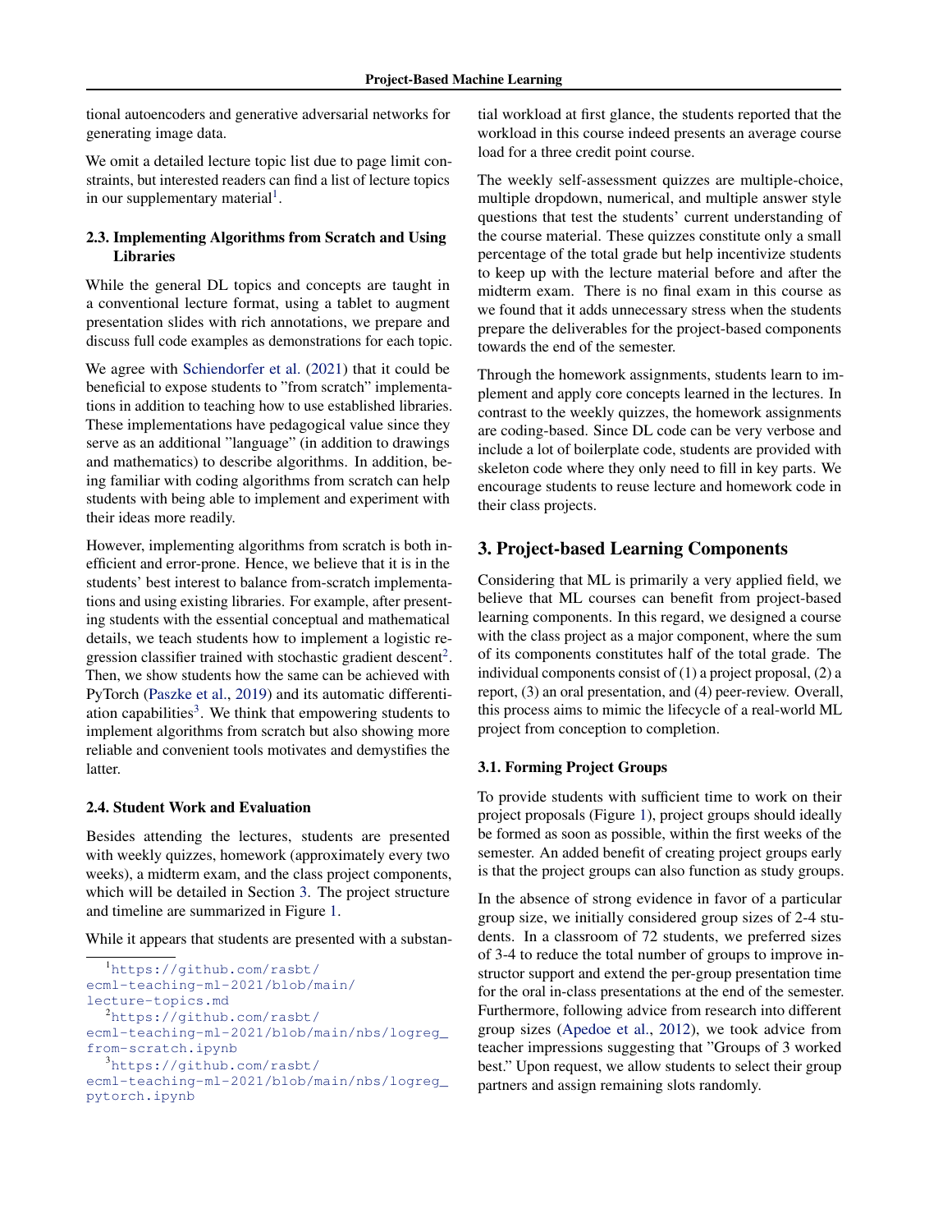tional autoencoders and generative adversarial networks for generating image data.

We omit a detailed lecture topic list due to page limit constraints, but interested readers can find a list of lecture topics in our supplementary material[1].

### 2.3. Implementing Algorithms from Scratch and Using Libraries

While the general DL topics and concepts are taught in a conventional lecture format, using a tablet to augment presentation slides with rich annotations, we prepare and discuss full code examples as demonstrations for each topic.

We agree with Schiendorfer et al. (2021) that it could be beneficial to expose students to "from scratch" implementations in addition to teaching how to use established libraries. These implementations have pedagogical value since they serve as an additional "language" (in addition to drawings and mathematics) to describe algorithms. In addition, being familiar with coding algorithms from scratch can help students with being able to implement and experiment with their ideas more readily.

However, implementing algorithms from scratch is both inefficient and error-prone. Hence, we believe that it is in the students' best interest to balance from-scratch implementations and using existing libraries. For example, after presenting students with the essential conceptual and mathematical details, we teach students how to implement a logistic regression classifier trained with stochastic gradient descent[2]. Then, we show students how the same can be achieved with PyTorch (Paszke et al., 2019) and its automatic differentiation capabilities[3]. We think that empowering students to implement algorithms from scratch but also showing more reliable and convenient tools motivates and demystifies the latter.

### 2.4. Student Work and Evaluation

Besides attending the lectures, students are presented with weekly quizzes, homework (approximately every two weeks), a midterm exam, and the class project components, which will be detailed in Section 3. The project structure and timeline are summarized in Figure 1.

While it appears that students are presented with a substantial workload at first glance, the students reported that the workload in this course indeed presents an average course load for a three credit point course.

The weekly self-assessment quizzes are multiple-choice, multiple dropdown, numerical, and multiple answer style questions that test the students' current understanding of the course material. These quizzes constitute only a small percentage of the total grade but help incentivize students to keep up with the lecture material before and after the midterm exam. There is no final exam in this course as we found that it adds unnecessary stress when the students prepare the deliverables for the project-based components towards the end of the semester.

Through the homework assignments, students learn to implement and apply core concepts learned in the lectures. In contrast to the weekly quizzes, the homework assignments are coding-based. Since DL code can be very verbose and include a lot of boilerplate code, students are provided with skeleton code where they only need to fill in key parts. We encourage students to reuse lecture and homework code in their class projects.

## 3. Project-based Learning Components

Considering that ML is primarily a very applied field, we believe that ML courses can benefit from project-based learning components. In this regard, we designed a course with the class project as a major component, where the sum of its components constitutes half of the total grade. The individual components consist of (1) a project proposal, (2) a report, (3) an oral presentation, and (4) peer-review. Overall, this process aims to mimic the lifecycle of a real-world ML project from conception to completion.

### 3.1. Forming Project Groups

To provide students with sufficient time to work on their project proposals (Figure 1), project groups should ideally be formed as soon as possible, within the first weeks of the semester. An added benefit of creating project groups early is that the project groups can also function as study groups.

In the absence of strong evidence in favor of a particular group size, we initially considered group sizes of 2-4 students. In a classroom of 72 students, we preferred sizes of 3-4 to reduce the total number of groups to improve instructor support and extend the per-group presentation time for the oral in-class presentations at the end of the semester. Furthermore, following advice from research into different group sizes (Apedoe et al., 2012), we took advice from teacher impressions suggesting that "Groups of 3 worked best." Upon request, we allow students to select their group partners and assign remaining slots randomly.

---

[1] https://github.com/rasbt/ecml-teaching-ml-2021/blob/main/lecture-topics.md

[2] https://github.com/rasbt/ecml-teaching-ml-2021/blob/main/nbs/logreg_from-scratch.ipynb

[3] https://github.com/rasbt/ecml-teaching-ml-2021/blob/main/nbs/logreg_pytorch.ipynb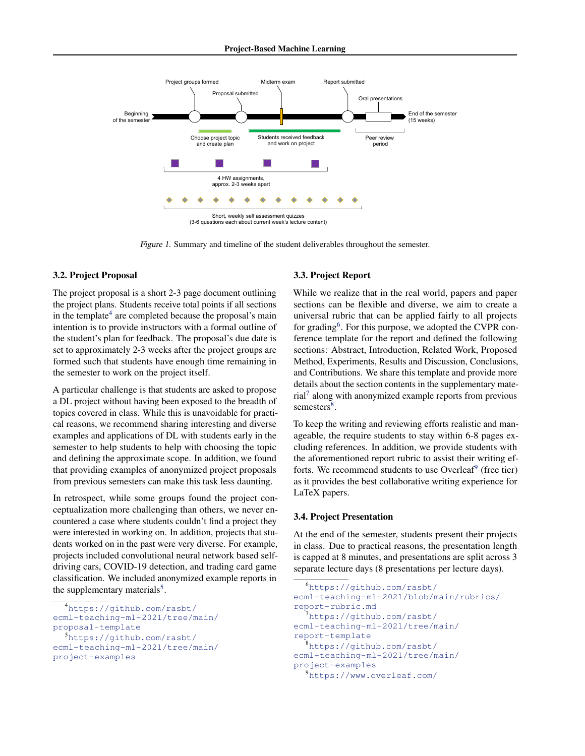Figure 1. Summary and timeline of the student deliverables throughout the semester.

### 3.2. Project Proposal

The project proposal is a short 2-3 page document outlining the project plans. Students receive total points if all sections in the template[4] are completed because the proposal's main intention is to provide instructors with a formal outline of the student's plan for feedback. The proposal's due date is set to approximately 2-3 weeks after the project groups are formed such that students have enough time remaining in the semester to work on the project itself.

A particular challenge is that students are asked to propose a DL project without having been exposed to the breadth of topics covered in class. While this is unavoidable for practical reasons, we recommend sharing interesting and diverse examples and applications of DL with students early in the semester to help students to help with choosing the topic and defining the approximate scope. In addition, we found that providing examples of anonymized project proposals from previous semesters can make this task less daunting.

In retrospect, while some groups found the project conceptualization more challenging than others, we never encountered a case where students couldn't find a project they were interested in working on. In addition, projects that students worked on in the past were very diverse. For example, projects included convolutional neural network based self-driving cars, COVID-19 detection, and trading card game classification. We included anonymized example reports in the supplementary materials[5].

### 3.3. Project Report

While we realize that in the real world, papers and paper sections can be flexible and diverse, we aim to create a universal rubric that can be applied fairly to all projects for grading[6]. For this purpose, we adopted the CVPR conference template for the report and defined the following sections: Abstract, Introduction, Related Work, Proposed Method, Experiments, Results and Discussion, Conclusions, and Contributions. We share this template and provide more details about the section contents in the supplementary material[7] along with anonymized example reports from previous semesters[8].

To keep the writing and reviewing efforts realistic and manageable, the require students to stay within 6-8 pages excluding references. In addition, we provide students with the aforementioned report rubric to assist their writing efforts. We recommend students to use Overleaf[9] (free tier) as it provides the best collaborative writing experience for LaTeX papers.

### 3.4. Project Presentation

At the end of the semester, students present their projects in class. Due to practical reasons, the presentation length is capped at 8 minutes, and presentations are split across 3 separate lecture days (8 presentations per lecture days).

[4] https://github.com/rasbt/ecml-teaching-ml-2021/tree/main/proposal-template

[5] https://github.com/rasbt/ecml-teaching-ml-2021/tree/main/project-examples

[6] https://github.com/rasbt/ecml-teaching-ml-2021/blob/main/rubrics/report-rubric.md

[7] https://github.com/rasbt/ecml-teaching-ml-2021/tree/main/report-template

[8] https://github.com/rasbt/ecml-teaching-ml-2021/tree/main/project-examples

[9] https://www.overleaf.com/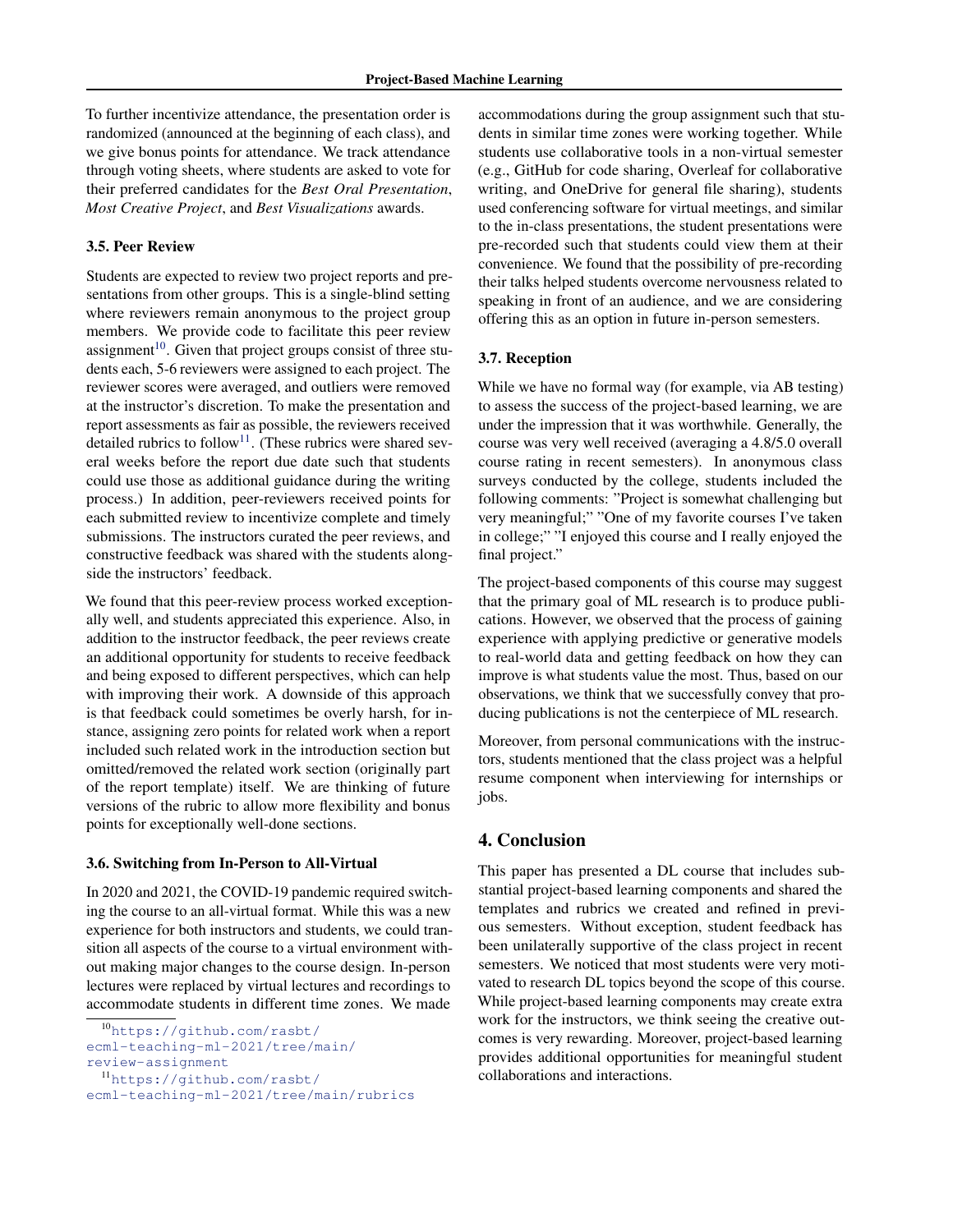To further incentivize attendance, the presentation order is randomized (announced at the beginning of each class), and we give bonus points for attendance. We track attendance through voting sheets, where students are asked to vote for their preferred candidates for the *Best Oral Presentation*, *Most Creative Project*, and *Best Visualizations* awards.

### 3.5. Peer Review

Students are expected to review two project reports and presentations from other groups. This is a single-blind setting where reviewers remain anonymous to the project group members. We provide code to facilitate this peer review assignment[10]. Given that project groups consist of three students each, 5-6 reviewers were assigned to each project. The reviewer scores were averaged, and outliers were removed at the instructor's discretion. To make the presentation and report assessments as fair as possible, the reviewers received detailed rubrics to follow[11]. (These rubrics were shared several weeks before the report due date such that students could use those as additional guidance during the writing process.) In addition, peer-reviewers received points for each submitted review to incentivize complete and timely submissions. The instructors curated the peer reviews, and constructive feedback was shared with the students alongside the instructors' feedback.

We found that this peer-review process worked exceptionally well, and students appreciated this experience. Also, in addition to the instructor feedback, the peer reviews create an additional opportunity for students to receive feedback and being exposed to different perspectives, which can help with improving their work. A downside of this approach is that feedback could sometimes be overly harsh, for instance, assigning zero points for related work when a report included such related work in the introduction section but omitted/removed the related work section (originally part of the report template) itself. We are thinking of future versions of the rubric to allow more flexibility and bonus points for exceptionally well-done sections.

### 3.6. Switching from In-Person to All-Virtual

In 2020 and 2021, the COVID-19 pandemic required switching the course to an all-virtual format. While this was a new experience for both instructors and students, we could transition all aspects of the course to a virtual environment without making major changes to the course design. In-person lectures were replaced by virtual lectures and recordings to accommodate students in different time zones. We made accommodations during the group assignment such that students in similar time zones were working together. While students use collaborative tools in a non-virtual semester (e.g., GitHub for code sharing, Overleaf for collaborative writing, and OneDrive for general file sharing), students used conferencing software for virtual meetings, and similar to the in-class presentations, the student presentations were pre-recorded such that students could view them at their convenience. We found that the possibility of pre-recording their talks helped students overcome nervousness related to speaking in front of an audience, and we are considering offering this as an option in future in-person semesters.

### 3.7. Reception

While we have no formal way (for example, via AB testing) to assess the success of the project-based learning, we are under the impression that it was worthwhile. Generally, the course was very well received (averaging a 4.8/5.0 overall course rating in recent semesters). In anonymous class surveys conducted by the college, students included the following comments: "Project is somewhat challenging but very meaningful;" "One of my favorite courses I've taken in college;" "I enjoyed this course and I really enjoyed the final project."

The project-based components of this course may suggest that the primary goal of ML research is to produce publications. However, we observed that the process of gaining experience with applying predictive or generative models to real-world data and getting feedback on how they can improve is what students value the most. Thus, based on our observations, we think that we successfully convey that producing publications is not the centerpiece of ML research.

Moreover, from personal communications with the instructors, students mentioned that the class project was a helpful resume component when interviewing for internships or jobs.

## 4. Conclusion

This paper has presented a DL course that includes substantial project-based learning components and shared the templates and rubrics we created and refined in previous semesters. Without exception, student feedback has been unilaterally supportive of the class project in recent semesters. We noticed that most students were very motivated to research DL topics beyond the scope of this course. While project-based learning components may create extra work for the instructors, we think seeing the creative outcomes is very rewarding. Moreover, project-based learning provides additional opportunities for meaningful student collaborations and interactions.

[10] https://github.com/rasbt/ecml-teaching-ml-2021/tree/main/review-assignment

[11] https://github.com/rasbt/ecml-teaching-ml-2021/tree/main/rubrics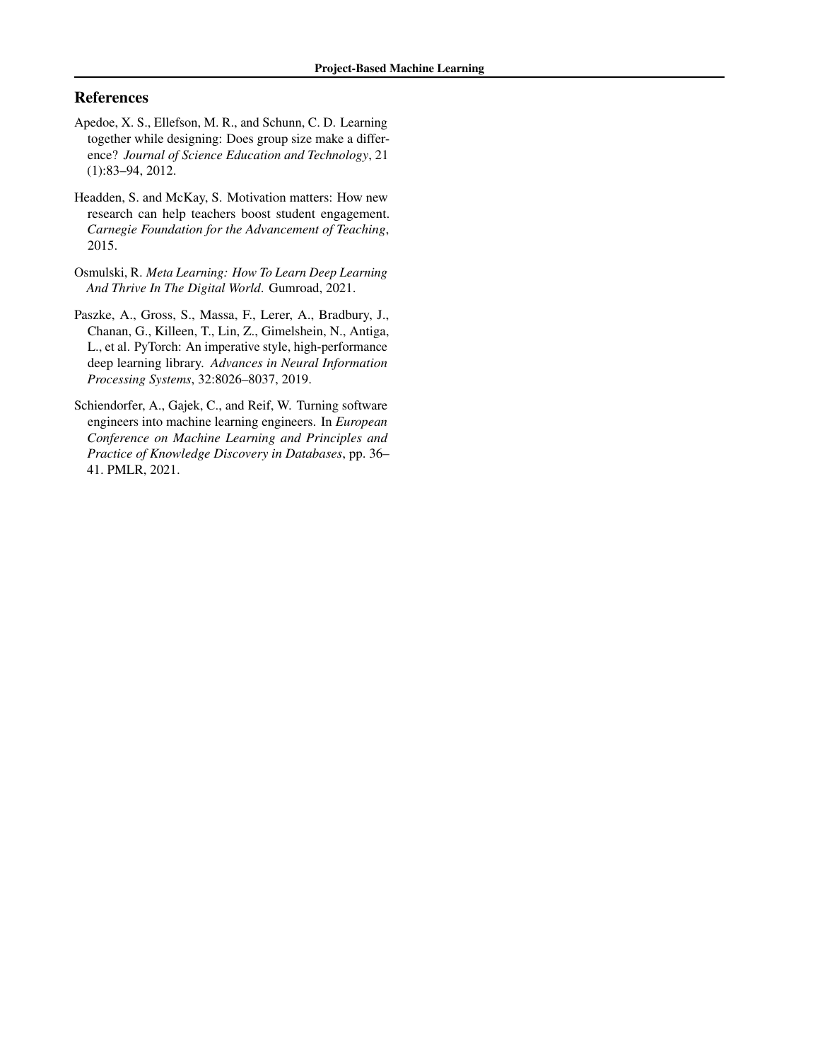## References

Apedoe, X. S., Ellefson, M. R., and Schunn, C. D. Learning together while designing: Does group size make a difference? *Journal of Science Education and Technology*, 21 (1):83–94, 2012.

Headden, S. and McKay, S. Motivation matters: How new research can help teachers boost student engagement. *Carnegie Foundation for the Advancement of Teaching*, 2015.

Osmulski, R. *Meta Learning: How To Learn Deep Learning And Thrive In The Digital World*. Gumroad, 2021.

Paszke, A., Gross, S., Massa, F., Lerer, A., Bradbury, J., Chanan, G., Killeen, T., Lin, Z., Gimelshein, N., Antiga, L., et al. PyTorch: An imperative style, high-performance deep learning library. *Advances in Neural Information Processing Systems*, 32:8026–8037, 2019.

Schiendorfer, A., Gajek, C., and Reif, W. Turning software engineers into machine learning engineers. In *European Conference on Machine Learning and Principles and Practice of Knowledge Discovery in Databases*, pp. 36–41. PMLR, 2021.